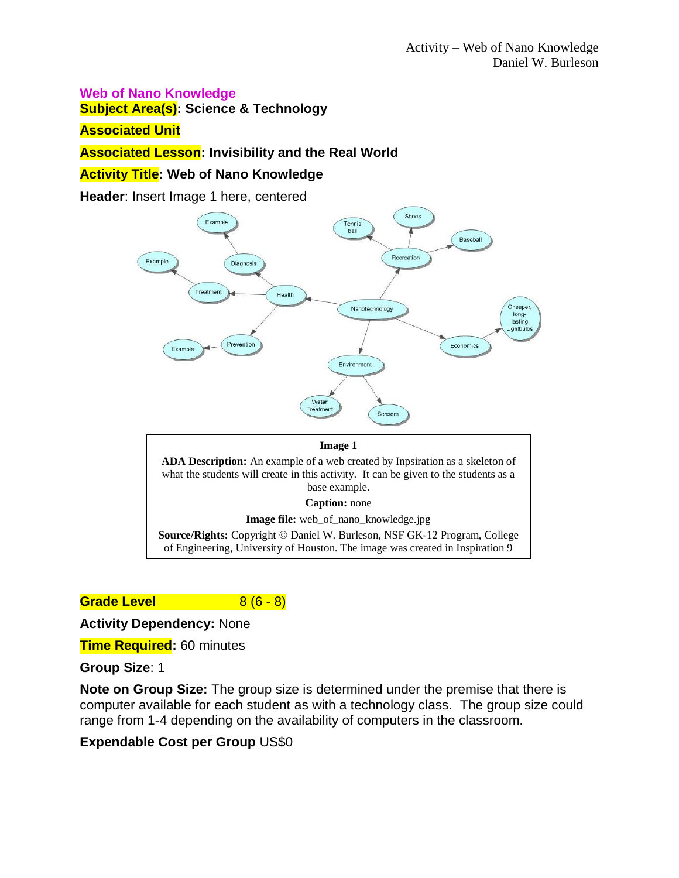# Web of Nano Knowledge

**Subject Area(s): Science & Technology**

**Associated Unit**

**Associated Lesson: Invisibility and the Real World**

**Activity Title: Web of Nano Knowledge**

**Header**: Insert Image 1 here, centered

**Image 1**

**ADA Description:** An example of a web created by Inpsiration as a skeleton of what the students will create in this activity. It can be given to the students as a base example.

**Caption:** none

**Image file:** web_of_nano_knowledge.jpg

**Source/Rights:** Copyright © Daniel W. Burleson, NSF GK-12 Program, College of Engineering, University of Houston. The image was created in Inspiration 9

**Grade Level** 8 (6 - 8)

**Activity Dependency:** None

**Time Required:** 60 minutes

**Group Size**: 1

**Note on Group Size:** The group size is determined under the premise that there is computer available for each student as with a technology class. The group size could range from 1-4 depending on the availability of computers in the classroom.

**Expendable Cost per Group** US$0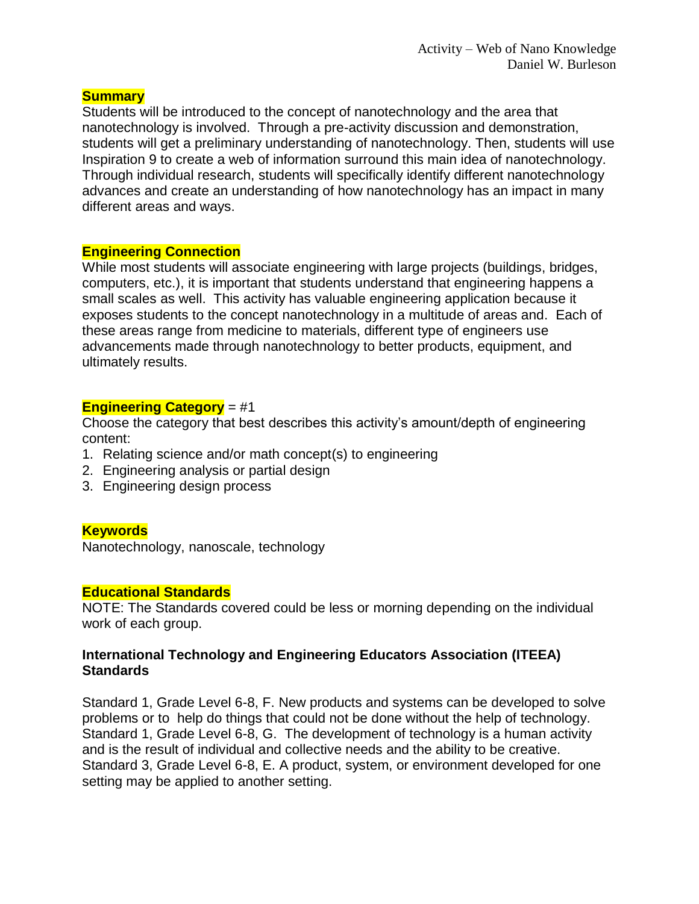## Summary

Students will be introduced to the concept of nanotechnology and the area that nanotechnology is involved. Through a pre-activity discussion and demonstration, students will get a preliminary understanding of nanotechnology. Then, students will use Inspiration 9 to create a web of information surround this main idea of nanotechnology. Through individual research, students will specifically identify different nanotechnology advances and create an understanding of how nanotechnology has an impact in many different areas and ways.

## Engineering Connection

While most students will associate engineering with large projects (buildings, bridges, computers, etc.), it is important that students understand that engineering happens a small scales as well. This activity has valuable engineering application because it exposes students to the concept nanotechnology in a multitude of areas and. Each of these areas range from medicine to materials, different type of engineers use advancements made through nanotechnology to better products, equipment, and ultimately results.

## Engineering Category = #1

Choose the category that best describes this activity's amount/depth of engineering content:

1. Relating science and/or math concept(s) to engineering
2. Engineering analysis or partial design
3. Engineering design process

## Keywords

Nanotechnology, nanoscale, technology

## Educational Standards

NOTE: The Standards covered could be less or morning depending on the individual work of each group.

### International Technology and Engineering Educators Association (ITEEA) Standards

Standard 1, Grade Level 6-8, F. New products and systems can be developed to solve problems or to help do things that could not be done without the help of technology.
Standard 1, Grade Level 6-8, G. The development of technology is a human activity and is the result of individual and collective needs and the ability to be creative.
Standard 3, Grade Level 6-8, E. A product, system, or environment developed for one setting may be applied to another setting.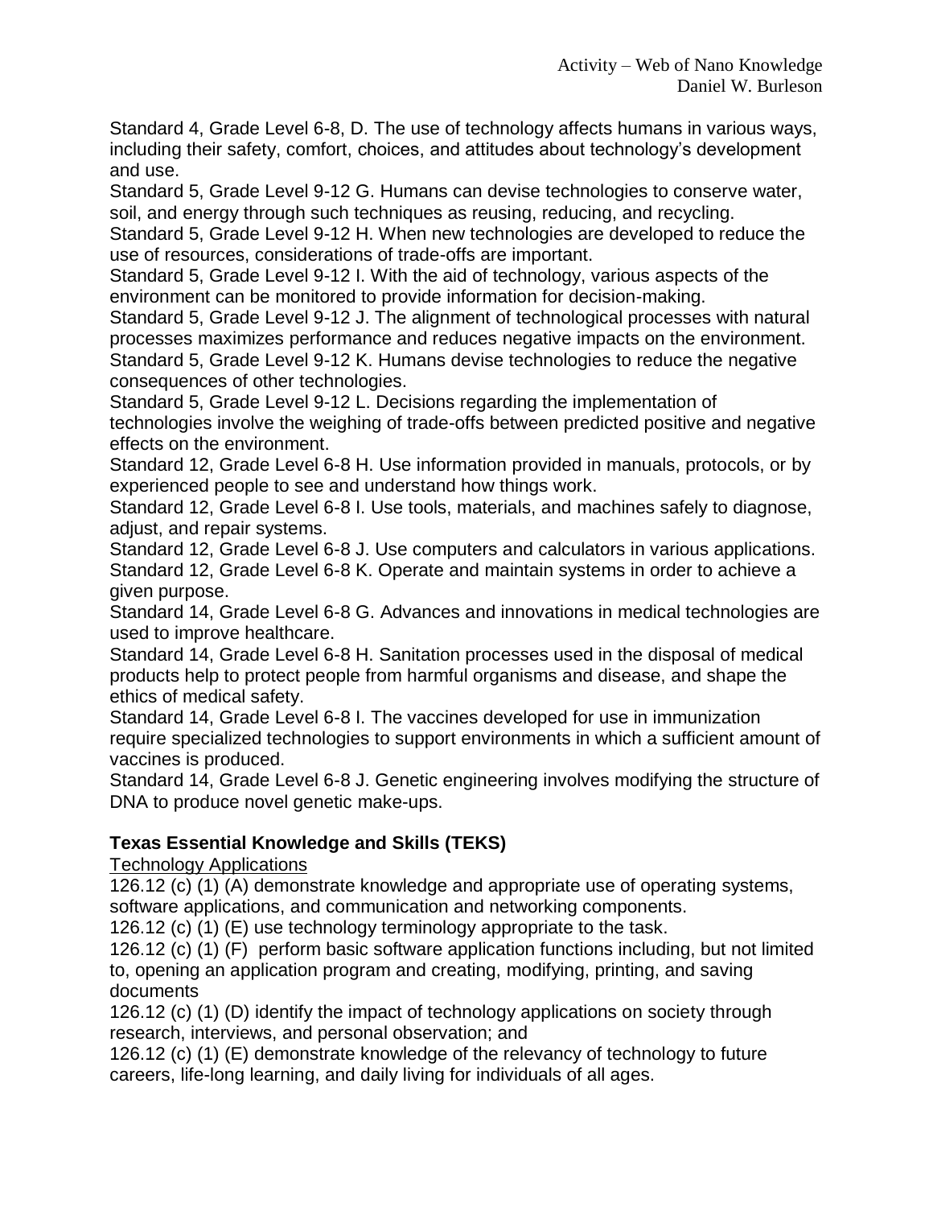Standard 4, Grade Level 6-8, D. The use of technology affects humans in various ways, including their safety, comfort, choices, and attitudes about technology's development and use.

Standard 5, Grade Level 9-12 G. Humans can devise technologies to conserve water, soil, and energy through such techniques as reusing, reducing, and recycling.

Standard 5, Grade Level 9-12 H. When new technologies are developed to reduce the use of resources, considerations of trade-offs are important.

Standard 5, Grade Level 9-12 I. With the aid of technology, various aspects of the environment can be monitored to provide information for decision-making.

Standard 5, Grade Level 9-12 J. The alignment of technological processes with natural processes maximizes performance and reduces negative impacts on the environment.

Standard 5, Grade Level 9-12 K. Humans devise technologies to reduce the negative consequences of other technologies.

Standard 5, Grade Level 9-12 L. Decisions regarding the implementation of technologies involve the weighing of trade-offs between predicted positive and negative effects on the environment.

Standard 12, Grade Level 6-8 H. Use information provided in manuals, protocols, or by experienced people to see and understand how things work.

Standard 12, Grade Level 6-8 I. Use tools, materials, and machines safely to diagnose, adjust, and repair systems.

Standard 12, Grade Level 6-8 J. Use computers and calculators in various applications.

Standard 12, Grade Level 6-8 K. Operate and maintain systems in order to achieve a given purpose.

Standard 14, Grade Level 6-8 G. Advances and innovations in medical technologies are used to improve healthcare.

Standard 14, Grade Level 6-8 H. Sanitation processes used in the disposal of medical products help to protect people from harmful organisms and disease, and shape the ethics of medical safety.

Standard 14, Grade Level 6-8 I. The vaccines developed for use in immunization require specialized technologies to support environments in which a sufficient amount of vaccines is produced.

Standard 14, Grade Level 6-8 J. Genetic engineering involves modifying the structure of DNA to produce novel genetic make-ups.

**Texas Essential Knowledge and Skills (TEKS)**

Technology Applications

126.12 (c) (1) (A) demonstrate knowledge and appropriate use of operating systems, software applications, and communication and networking components.

126.12 (c) (1) (E) use technology terminology appropriate to the task.

126.12 (c) (1) (F) perform basic software application functions including, but not limited to, opening an application program and creating, modifying, printing, and saving documents

126.12 (c) (1) (D) identify the impact of technology applications on society through research, interviews, and personal observation; and

126.12 (c) (1) (E) demonstrate knowledge of the relevancy of technology to future careers, life-long learning, and daily living for individuals of all ages.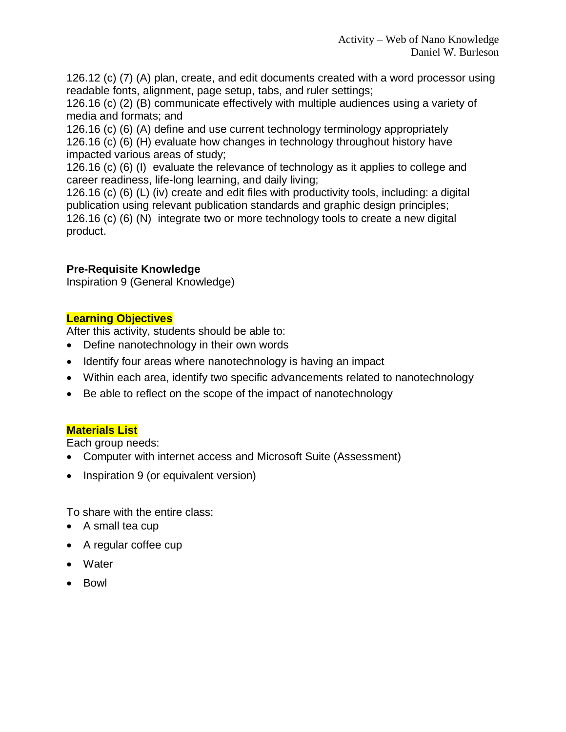126.12 (c) (7) (A) plan, create, and edit documents created with a word processor using readable fonts, alignment, page setup, tabs, and ruler settings;
126.16 (c) (2) (B) communicate effectively with multiple audiences using a variety of media and formats; and
126.16 (c) (6) (A) define and use current technology terminology appropriately
126.16 (c) (6) (H) evaluate how changes in technology throughout history have impacted various areas of study;
126.16 (c) (6) (I) evaluate the relevance of technology as it applies to college and career readiness, life-long learning, and daily living;
126.16 (c) (6) (L) (iv) create and edit files with productivity tools, including: a digital publication using relevant publication standards and graphic design principles;
126.16 (c) (6) (N) integrate two or more technology tools to create a new digital product.

**Pre-Requisite Knowledge**
Inspiration 9 (General Knowledge)

**Learning Objectives**
After this activity, students should be able to:

- Define nanotechnology in their own words
- Identify four areas where nanotechnology is having an impact
- Within each area, identify two specific advancements related to nanotechnology
- Be able to reflect on the scope of the impact of nanotechnology

**Materials List**
Each group needs:

- Computer with internet access and Microsoft Suite (Assessment)
- Inspiration 9 (or equivalent version)

To share with the entire class:

- A small tea cup
- A regular coffee cup
- Water
- Bowl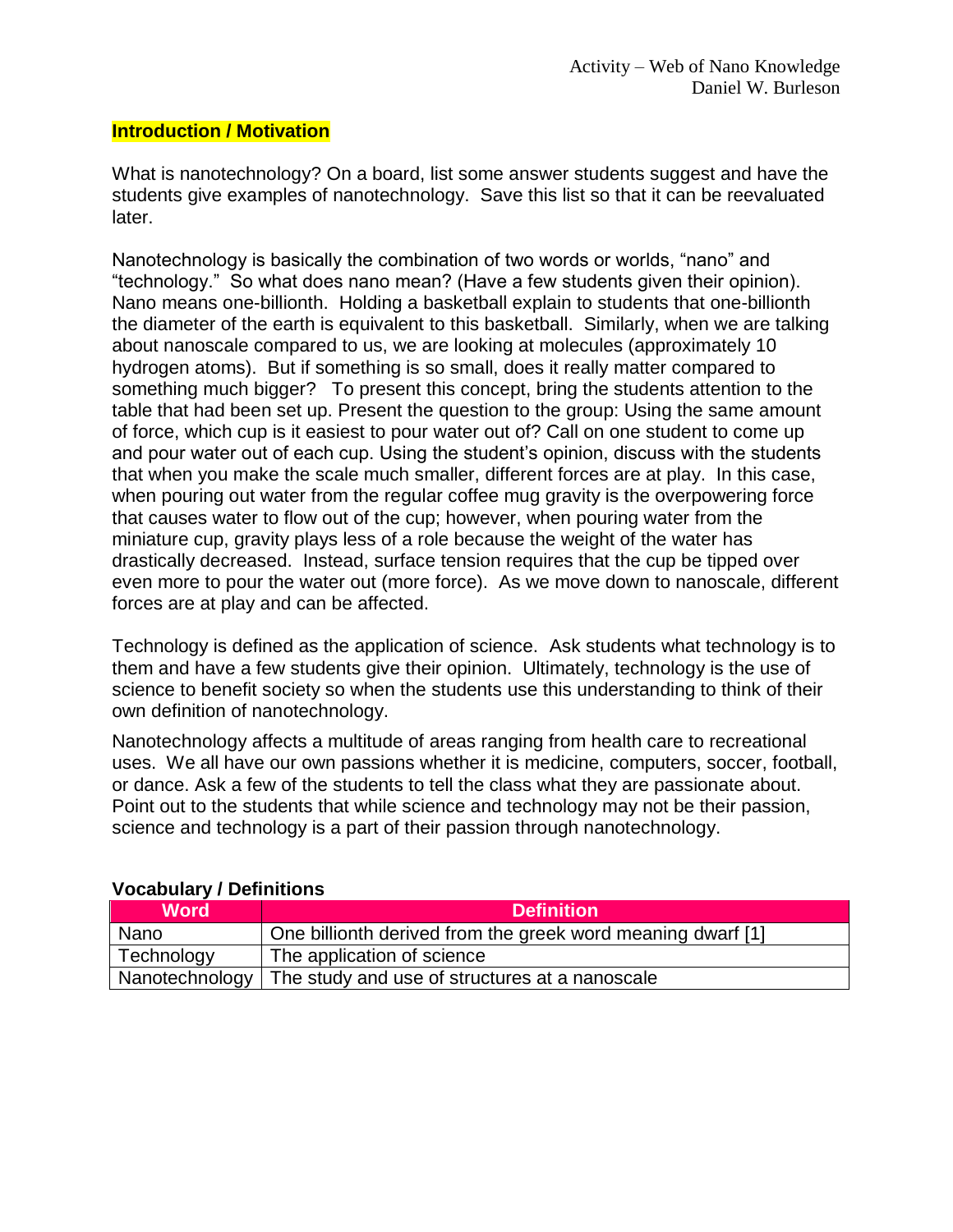## Introduction / Motivation

What is nanotechnology? On a board, list some answer students suggest and have the students give examples of nanotechnology. Save this list so that it can be reevaluated later.

Nanotechnology is basically the combination of two words or worlds, "nano" and "technology." So what does nano mean? (Have a few students given their opinion). Nano means one-billionth. Holding a basketball explain to students that one-billionth the diameter of the earth is equivalent to this basketball. Similarly, when we are talking about nanoscale compared to us, we are looking at molecules (approximately 10 hydrogen atoms). But if something is so small, does it really matter compared to something much bigger? To present this concept, bring the students attention to the table that had been set up. Present the question to the group: Using the same amount of force, which cup is it easiest to pour water out of? Call on one student to come up and pour water out of each cup. Using the student's opinion, discuss with the students that when you make the scale much smaller, different forces are at play. In this case, when pouring out water from the regular coffee mug gravity is the overpowering force that causes water to flow out of the cup; however, when pouring water from the miniature cup, gravity plays less of a role because the weight of the water has drastically decreased. Instead, surface tension requires that the cup be tipped over even more to pour the water out (more force). As we move down to nanoscale, different forces are at play and can be affected.

Technology is defined as the application of science. Ask students what technology is to them and have a few students give their opinion. Ultimately, technology is the use of science to benefit society so when the students use this understanding to think of their own definition of nanotechnology.

Nanotechnology affects a multitude of areas ranging from health care to recreational uses. We all have our own passions whether it is medicine, computers, soccer, football, or dance. Ask a few of the students to tell the class what they are passionate about. Point out to the students that while science and technology may not be their passion, science and technology is a part of their passion through nanotechnology.

**Vocabulary / Definitions**

| Word | Definition |
|---|---|
| Nano | One billionth derived from the greek word meaning dwarf [1] |
| Technology | The application of science |
| Nanotechnology | The study and use of structures at a nanoscale |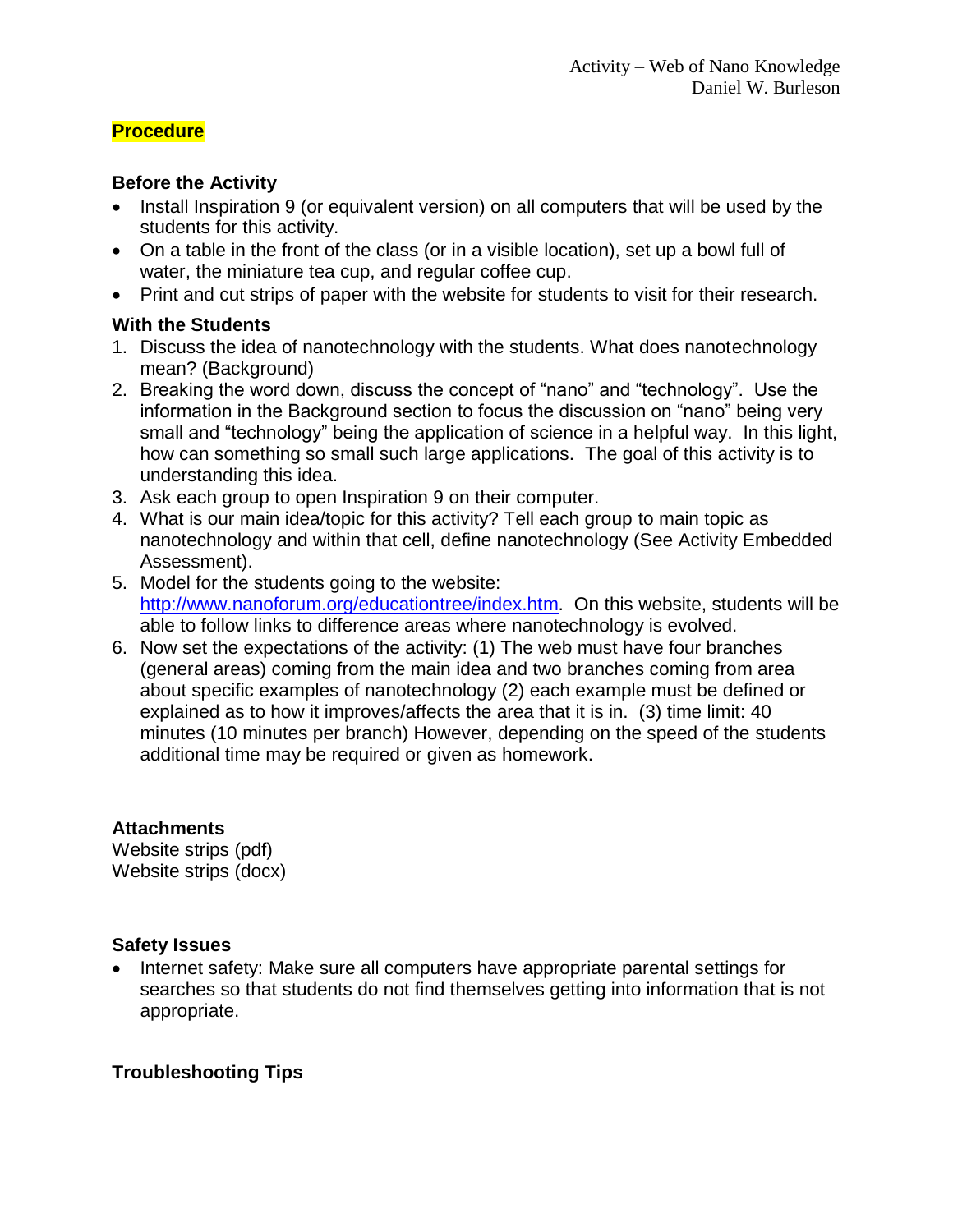## Procedure

### Before the Activity

- Install Inspiration 9 (or equivalent version) on all computers that will be used by the students for this activity.
- On a table in the front of the class (or in a visible location), set up a bowl full of water, the miniature tea cup, and regular coffee cup.
- Print and cut strips of paper with the website for students to visit for their research.

### With the Students

1. Discuss the idea of nanotechnology with the students. What does nanotechnology mean? (Background)
2. Breaking the word down, discuss the concept of "nano" and "technology". Use the information in the Background section to focus the discussion on "nano" being very small and "technology" being the application of science in a helpful way. In this light, how can something so small such large applications. The goal of this activity is to understanding this idea.
3. Ask each group to open Inspiration 9 on their computer.
4. What is our main idea/topic for this activity? Tell each group to main topic as nanotechnology and within that cell, define nanotechnology (See Activity Embedded Assessment).
5. Model for the students going to the website: [http://www.nanoforum.org/educationtree/index.htm](http://www.nanoforum.org/educationtree/index.htm). On this website, students will be able to follow links to difference areas where nanotechnology is evolved.
6. Now set the expectations of the activity: (1) The web must have four branches (general areas) coming from the main idea and two branches coming from area about specific examples of nanotechnology (2) each example must be defined or explained as to how it improves/affects the area that it is in. (3) time limit: 40 minutes (10 minutes per branch) However, depending on the speed of the students additional time may be required or given as homework.

### Attachments

Website strips (pdf)
Website strips (docx)

### Safety Issues

- Internet safety: Make sure all computers have appropriate parental settings for searches so that students do not find themselves getting into information that is not appropriate.

### Troubleshooting Tips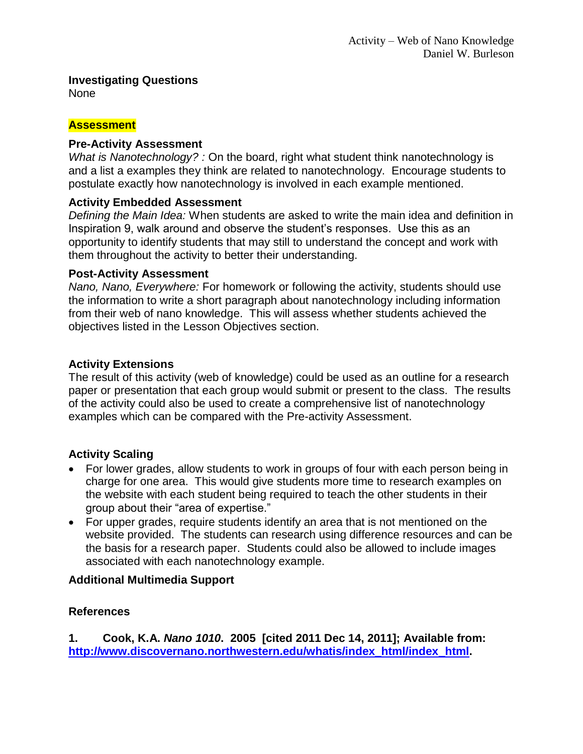### Investigating Questions

None

## Assessment

### Pre-Activity Assessment

*What is Nanotechnology? :* On the board, right what student think nanotechnology is and a list a examples they think are related to nanotechnology. Encourage students to postulate exactly how nanotechnology is involved in each example mentioned.

### Activity Embedded Assessment

*Defining the Main Idea:* When students are asked to write the main idea and definition in Inspiration 9, walk around and observe the student's responses. Use this as an opportunity to identify students that may still to understand the concept and work with them throughout the activity to better their understanding.

### Post-Activity Assessment

*Nano, Nano, Everywhere:* For homework or following the activity, students should use the information to write a short paragraph about nanotechnology including information from their web of nano knowledge. This will assess whether students achieved the objectives listed in the Lesson Objectives section.

### Activity Extensions

The result of this activity (web of knowledge) could be used as an outline for a research paper or presentation that each group would submit or present to the class. The results of the activity could also be used to create a comprehensive list of nanotechnology examples which can be compared with the Pre-activity Assessment.

### Activity Scaling

- For lower grades, allow students to work in groups of four with each person being in charge for one area. This would give students more time to research examples on the website with each student being required to teach the other students in their group about their "area of expertise."
- For upper grades, require students identify an area that is not mentioned on the website provided. The students can research using difference resources and can be the basis for a research paper. Students could also be allowed to include images associated with each nanotechnology example.

### Additional Multimedia Support

### References

**1. Cook, K.A. *Nano 1010*. 2005 [cited 2011 Dec 14, 2011]; Available from: http://www.discovernano.northwestern.edu/whatis/index_html/index_html.**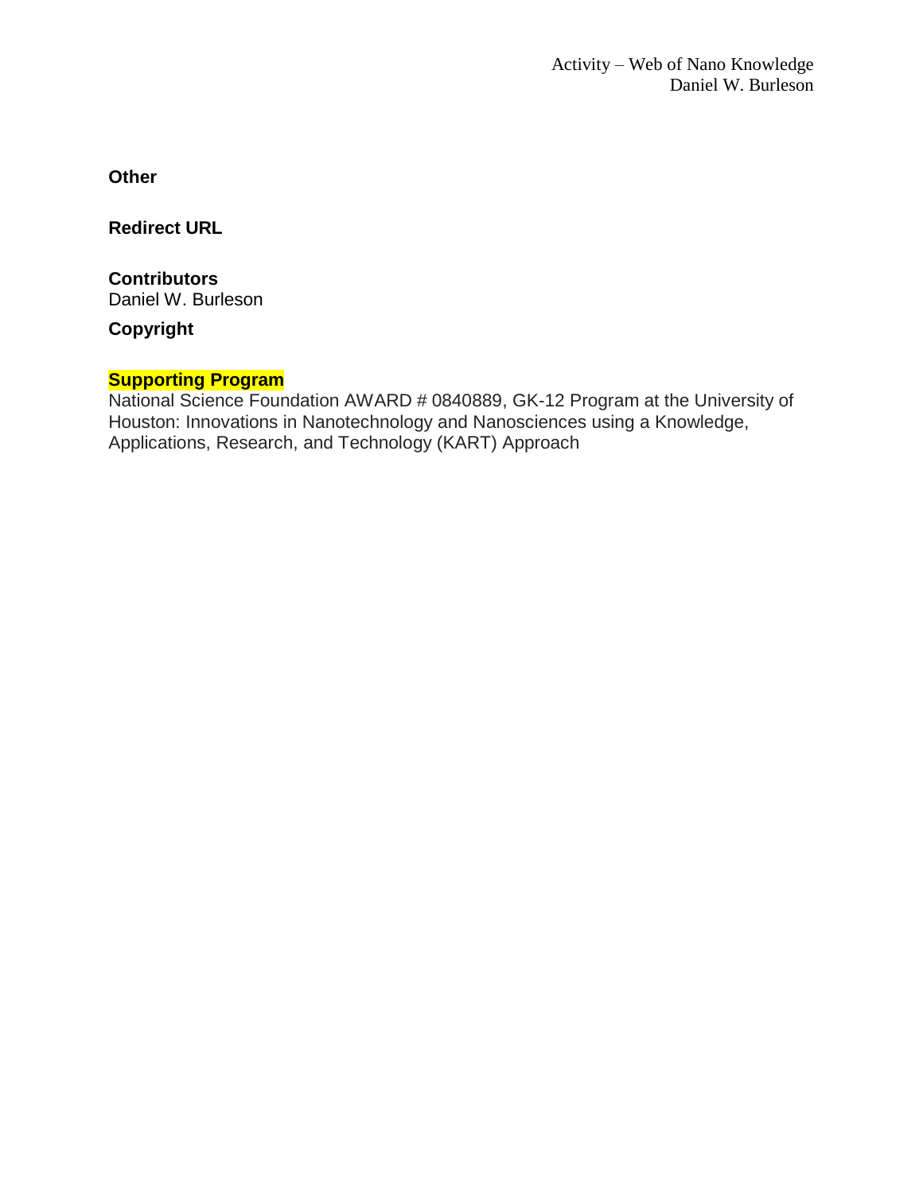**Other**

**Redirect URL**

**Contributors**
Daniel W. Burleson

**Copyright**

**Supporting Program**
National Science Foundation AWARD # 0840889, GK-12 Program at the University of Houston: Innovations in Nanotechnology and Nanosciences using a Knowledge, Applications, Research, and Technology (KART) Approach